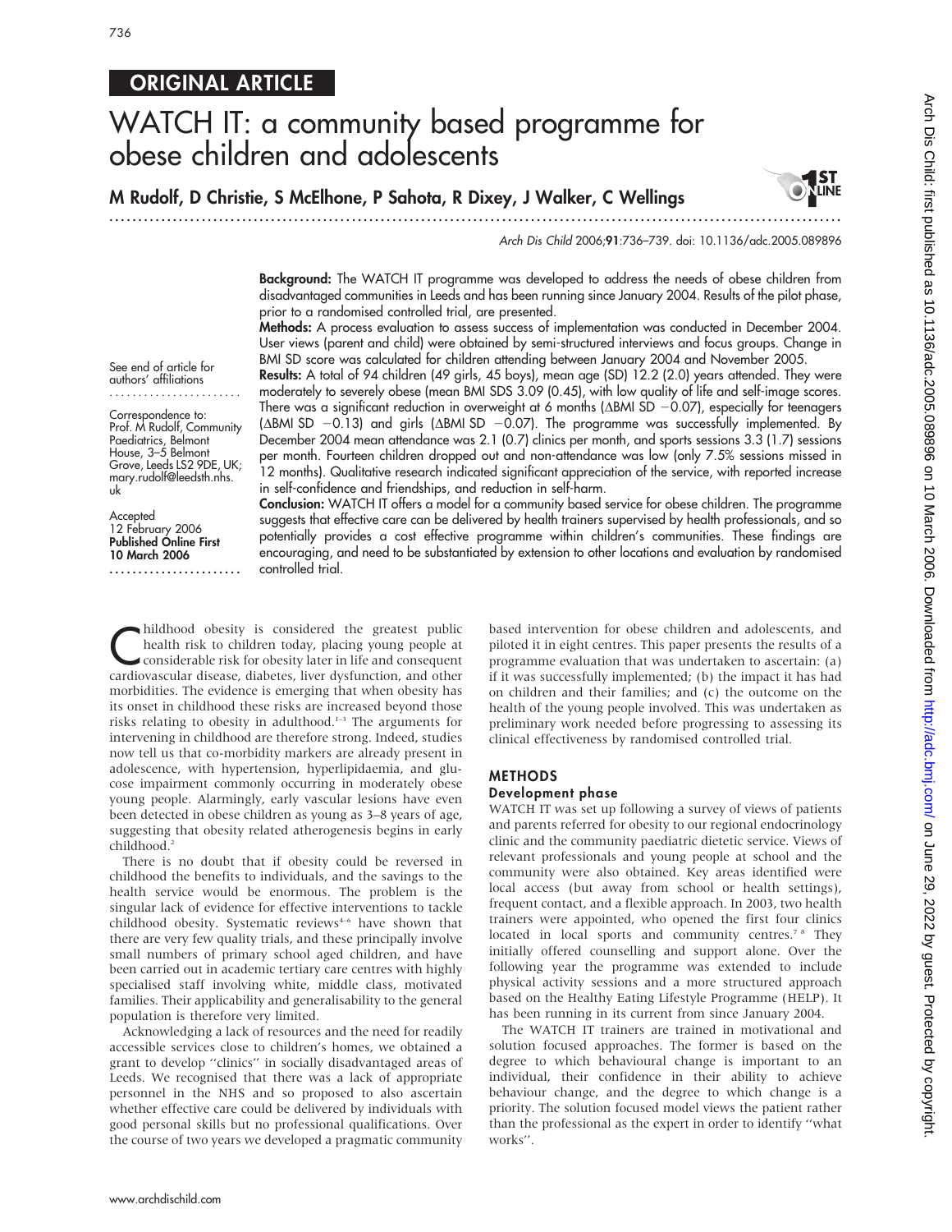ORIGINAL ARTICLE

# WATCH IT: a community based programme for obese children and adolescents

**M Rudolf, D Christie, S McElhone, P Sahota, R Dixey, J Walker, C Wellings**

See end of article for authors' affiliations

Correspondence to: Prof. M Rudolf, Community Paediatrics, Belmont House, 3–5 Belmont Grove, Leeds LS2 9DE, UK; mary.rudolf@leedsth.nhs.uk

Accepted 12 February 2006
**Published Online First 10 March 2006**

**Background:** The WATCH IT programme was developed to address the needs of obese children from disadvantaged communities in Leeds and has been running since January 2004. Results of the pilot phase, prior to a randomised controlled trial, are presented.

**Methods:** A process evaluation to assess success of implementation was conducted in December 2004. User views (parent and child) were obtained by semi-structured interviews and focus groups. Change in BMI SD score was calculated for children attending between January 2004 and November 2005.

**Results:** A total of 94 children (49 girls, 45 boys), mean age (SD) 12.2 (2.0) years attended. They were moderately to severely obese (mean BMI SDS 3.09 (0.45), with low quality of life and self-image scores. There was a significant reduction in overweight at 6 months (ΔBMI SD −0.07), especially for teenagers (ΔBMI SD −0.13) and girls (ΔBMI SD −0.07). The programme was successfully implemented. By December 2004 mean attendance was 2.1 (0.7) clinics per month, and sports sessions 3.3 (1.7) sessions per month. Fourteen children dropped out and non-attendance was low (only 7.5% sessions missed in 12 months). Qualitative research indicated significant appreciation of the service, with reported increase in self-confidence and friendships, and reduction in self-harm.

**Conclusion:** WATCH IT offers a model for a community based service for obese children. The programme suggests that effective care can be delivered by health trainers supervised by health professionals, and so potentially provides a cost effective programme within children's communities. These findings are encouraging, and need to be substantiated by extension to other locations and evaluation by randomised controlled trial.

Childhood obesity is considered the greatest public health risk to children today, placing young people at considerable risk for obesity later in life and consequent cardiovascular disease, diabetes, liver dysfunction, and other morbidities. The evidence is emerging that when obesity has its onset in childhood these risks are increased beyond those risks relating to obesity in adulthood.[1–3] The arguments for intervening in childhood are therefore strong. Indeed, studies now tell us that co-morbidity markers are already present in adolescence, with hypertension, hyperlipidaemia, and glucose impairment commonly occurring in moderately obese young people. Alarmingly, early vascular lesions have even been detected in obese children as young as 3–8 years of age, suggesting that obesity related atherogenesis begins in early childhood.[2]

There is no doubt that if obesity could be reversed in childhood the benefits to individuals, and the savings to the health service would be enormous. The problem is the singular lack of evidence for effective interventions to tackle childhood obesity. Systematic reviews[4–6] have shown that there are very few quality trials, and these principally involve small numbers of primary school aged children, and have been carried out in academic tertiary care centres with highly specialised staff involving white, middle class, motivated families. Their applicability and generalisability to the general population is therefore very limited.

Acknowledging a lack of resources and the need for readily accessible services close to children's homes, we obtained a grant to develop "clinics" in socially disadvantaged areas of Leeds. We recognised that there was a lack of appropriate personnel in the NHS and so proposed to also ascertain whether effective care could be delivered by individuals with good personal skills but no professional qualifications. Over the course of two years we developed a pragmatic community based intervention for obese children and adolescents, and piloted it in eight centres. This paper presents the results of a programme evaluation that was undertaken to ascertain: (a) if it was successfully implemented; (b) the impact it has had on children and their families; and (c) the outcome on the health of the young people involved. This was undertaken as preliminary work needed before progressing to assessing its clinical effectiveness by randomised controlled trial.

## METHODS

### Development phase

WATCH IT was set up following a survey of views of patients and parents referred for obesity to our regional endocrinology clinic and the community paediatric dietetic service. Views of relevant professionals and young people at school and the community were also obtained. Key areas identified were local access (but away from school or health settings), frequent contact, and a flexible approach. In 2003, two health trainers were appointed, who opened the first four clinics located in local sports and community centres.[7 8] They initially offered counselling and support alone. Over the following year the programme was extended to include physical activity sessions and a more structured approach based on the Healthy Eating Lifestyle Programme (HELP). It has been running in its current from since January 2004.

The WATCH IT trainers are trained in motivational and solution focused approaches. The former is based on the degree to which behavioural change is important to an individual, their confidence in their ability to achieve behaviour change, and the degree to which change is a priority. The solution focused model views the patient rather than the professional as the expert in order to identify "what works".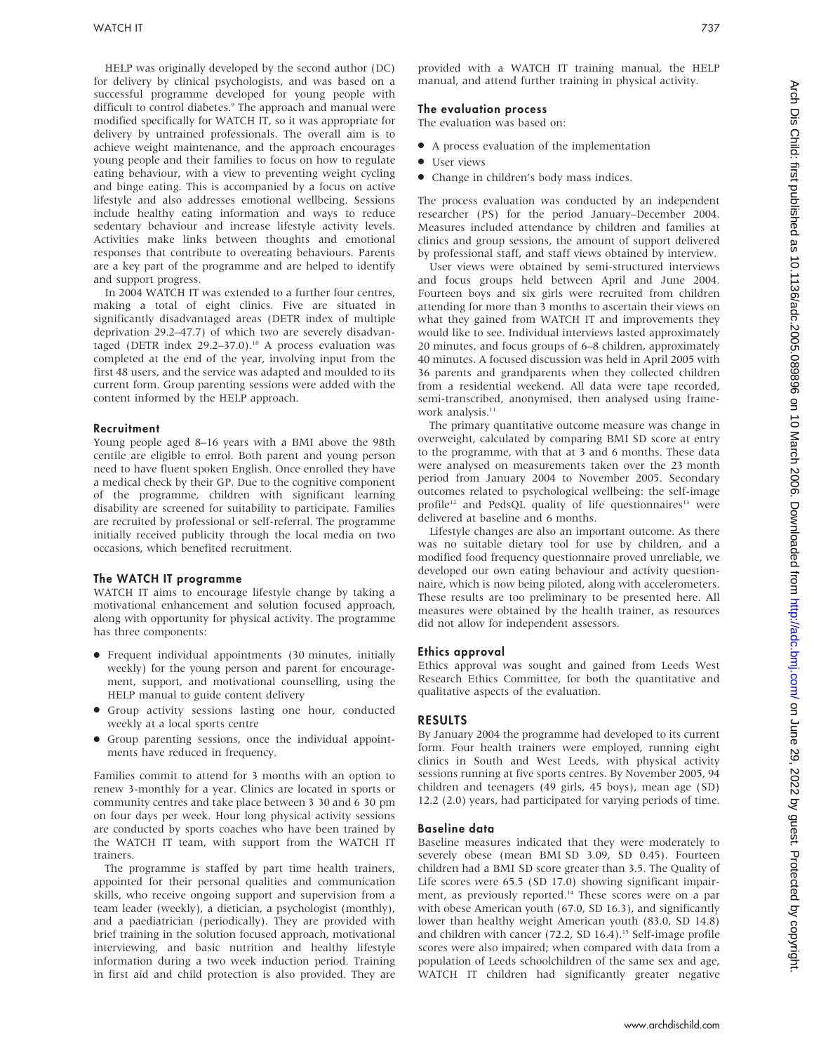HELP was originally developed by the second author (DC) for delivery by clinical psychologists, and was based on a successful programme developed for young people with difficult to control diabetes.[9] The approach and manual were modified specifically for WATCH IT, so it was appropriate for delivery by untrained professionals. The overall aim is to achieve weight maintenance, and the approach encourages young people and their families to focus on how to regulate eating behaviour, with a view to preventing weight cycling and binge eating. This is accompanied by a focus on active lifestyle and also addresses emotional wellbeing. Sessions include healthy eating information and ways to reduce sedentary behaviour and increase lifestyle activity levels. Activities make links between thoughts and emotional responses that contribute to overeating behaviours. Parents are a key part of the programme and are helped to identify and support progress.

In 2004 WATCH IT was extended to a further four centres, making a total of eight clinics. Five are situated in significantly disadvantaged areas (DETR index of multiple deprivation 29.2–47.7) of which two are severely disadvantaged (DETR index 29.2–37.0).[10] A process evaluation was completed at the end of the year, involving input from the first 48 users, and the service was adapted and moulded to its current form. Group parenting sessions were added with the content informed by the HELP approach.

### Recruitment

Young people aged 8–16 years with a BMI above the 98th centile are eligible to enrol. Both parent and young person need to have fluent spoken English. Once enrolled they have a medical check by their GP. Due to the cognitive component of the programme, children with significant learning disability are screened for suitability to participate. Families are recruited by professional or self-referral. The programme initially received publicity through the local media on two occasions, which benefited recruitment.

### The WATCH IT programme

WATCH IT aims to encourage lifestyle change by taking a motivational enhancement and solution focused approach, along with opportunity for physical activity. The programme has three components:

- Frequent individual appointments (30 minutes, initially weekly) for the young person and parent for encouragement, support, and motivational counselling, using the HELP manual to guide content delivery
- Group activity sessions lasting one hour, conducted weekly at a local sports centre
- Group parenting sessions, once the individual appointments have reduced in frequency.

Families commit to attend for 3 months with an option to renew 3-monthly for a year. Clinics are located in sports or community centres and take place between 3 30 and 6 30 pm on four days per week. Hour long physical activity sessions are conducted by sports coaches who have been trained by the WATCH IT team, with support from the WATCH IT trainers.

The programme is staffed by part time health trainers, appointed for their personal qualities and communication skills, who receive ongoing support and supervision from a team leader (weekly), a dietician, a psychologist (monthly), and a paediatrician (periodically). They are provided with brief training in the solution focused approach, motivational interviewing, and basic nutrition and healthy lifestyle information during a two week induction period. Training in first aid and child protection is also provided. They are provided with a WATCH IT training manual, the HELP manual, and attend further training in physical activity.

### The evaluation process

The evaluation was based on:

- A process evaluation of the implementation
- User views
- Change in children's body mass indices.

The process evaluation was conducted by an independent researcher (PS) for the period January–December 2004. Measures included attendance by children and families at clinics and group sessions, the amount of support delivered by professional staff, and staff views obtained by interview.

User views were obtained by semi-structured interviews and focus groups held between April and June 2004. Fourteen boys and six girls were recruited from children attending for more than 3 months to ascertain their views on what they gained from WATCH IT and improvements they would like to see. Individual interviews lasted approximately 20 minutes, and focus groups of 6–8 children, approximately 40 minutes. A focused discussion was held in April 2005 with 36 parents and grandparents when they collected children from a residential weekend. All data were tape recorded, semi-transcribed, anonymised, then analysed using framework analysis.[11]

The primary quantitative outcome measure was change in overweight, calculated by comparing BMI SD score at entry to the programme, with that at 3 and 6 months. These data were analysed on measurements taken over the 23 month period from January 2004 to November 2005. Secondary outcomes related to psychological wellbeing: the self-image profile[12] and PedsQL quality of life questionnaires[13] were delivered at baseline and 6 months.

Lifestyle changes are also an important outcome. As there was no suitable dietary tool for use by children, and a modified food frequency questionnaire proved unreliable, we developed our own eating behaviour and activity questionnaire, which is now being piloted, along with accelerometers. These results are too preliminary to be presented here. All measures were obtained by the health trainer, as resources did not allow for independent assessors.

### Ethics approval

Ethics approval was sought and gained from Leeds West Research Ethics Committee, for both the quantitative and qualitative aspects of the evaluation.

## RESULTS

By January 2004 the programme had developed to its current form. Four health trainers were employed, running eight clinics in South and West Leeds, with physical activity sessions running at five sports centres. By November 2005, 94 children and teenagers (49 girls, 45 boys), mean age (SD) 12.2 (2.0) years, had participated for varying periods of time.

### Baseline data

Baseline measures indicated that they were moderately to severely obese (mean BMI SD 3.09, SD 0.45). Fourteen children had a BMI SD score greater than 3.5. The Quality of Life scores were 65.5 (SD 17.0) showing significant impairment, as previously reported.[14] These scores were on a par with obese American youth (67.0, SD 16.3), and significantly lower than healthy weight American youth (83.0, SD 14.8) and children with cancer (72.2, SD 16.4).[15] Self-image profile scores were also impaired; when compared with data from a population of Leeds schoolchildren of the same sex and age, WATCH IT children had significantly greater negative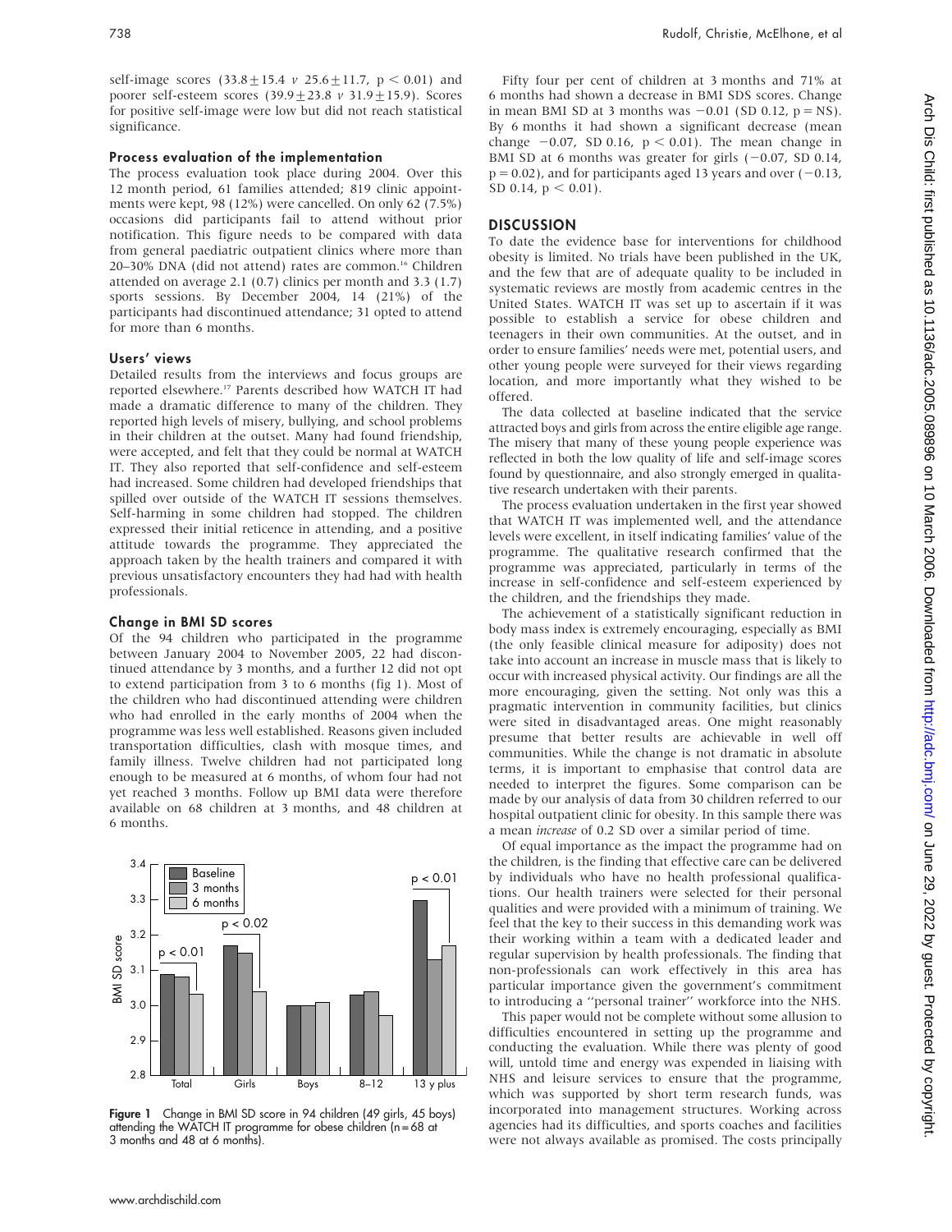self-image scores (33.8 ± 15.4 *v* 25.6 ± 11.7, $p < 0.01$) and poorer self-esteem scores (39.9 ± 23.8 *v* 31.9 ± 15.9). Scores for positive self-image were low but did not reach statistical significance.

### Process evaluation of the implementation

The process evaluation took place during 2004. Over this 12 month period, 61 families attended; 819 clinic appointments were kept, 98 (12%) were cancelled. On only 62 (7.5%) occasions did participants fail to attend without prior notification. This figure needs to be compared with data from general paediatric outpatient clinics where more than 20–30% DNA (did not attend) rates are common.[16] Children attended on average 2.1 (0.7) clinics per month and 3.3 (1.7) sports sessions. By December 2004, 14 (21%) of the participants had discontinued attendance; 31 opted to attend for more than 6 months.

### Users' views

Detailed results from the interviews and focus groups are reported elsewhere.[17] Parents described how WATCH IT had made a dramatic difference to many of the children. They reported high levels of misery, bullying, and school problems in their children at the outset. Many had found friendship, were accepted, and felt that they could be normal at WATCH IT. They also reported that self-confidence and self-esteem had increased. Some children had developed friendships that spilled over outside of the WATCH IT sessions themselves. Self-harming in some children had stopped. The children expressed their initial reticence in attending, and a positive attitude towards the programme. They appreciated the approach taken by the health trainers and compared it with previous unsatisfactory encounters they had had with health professionals.

### Change in BMI SD scores

Of the 94 children who participated in the programme between January 2004 to November 2005, 22 had discontinued attendance by 3 months, and a further 12 did not opt to extend participation from 3 to 6 months (fig 1). Most of the children who had discontinued attending were children who had enrolled in the early months of 2004 when the programme was less well established. Reasons given included transportation difficulties, clash with mosque times, and family illness. Twelve children had not participated long enough to be measured at 6 months, of whom four had not yet reached 3 months. Follow up BMI data were therefore available on 68 children at 3 months, and 48 children at 6 months.

**Figure 1** Change in BMI SD score in 94 children (49 girls, 45 boys) attending the WATCH IT programme for obese children (n = 68 at 3 months and 48 at 6 months).

Fifty four per cent of children at 3 months and 71% at 6 months had shown a decrease in BMI SDS scores. Change in mean BMI SD at 3 months was −0.01 (SD 0.12, p = NS). By 6 months it had shown a significant decrease (mean change −0.07, SD 0.16, $p < 0.01$). The mean change in BMI SD at 6 months was greater for girls (−0.07, SD 0.14, $p = 0.02$), and for participants aged 13 years and over (−0.13, SD 0.14, $p < 0.01$).

## DISCUSSION

To date the evidence base for interventions for childhood obesity is limited. No trials have been published in the UK, and the few that are of adequate quality to be included in systematic reviews are mostly from academic centres in the United States. WATCH IT was set up to ascertain if it was possible to establish a service for obese children and teenagers in their own communities. At the outset, and in order to ensure families' needs were met, potential users, and other young people were surveyed for their views regarding location, and more importantly what they wished to be offered.

The data collected at baseline indicated that the service attracted boys and girls from across the entire eligible age range. The misery that many of these young people experience was reflected in both the low quality of life and self-image scores found by questionnaire, and also strongly emerged in qualitative research undertaken with their parents.

The process evaluation undertaken in the first year showed that WATCH IT was implemented well, and the attendance levels were excellent, in itself indicating families' value of the programme. The qualitative research confirmed that the programme was appreciated, particularly in terms of the increase in self-confidence and self-esteem experienced by the children, and the friendships they made.

The achievement of a statistically significant reduction in body mass index is extremely encouraging, especially as BMI (the only feasible clinical measure for adiposity) does not take into account an increase in muscle mass that is likely to occur with increased physical activity. Our findings are all the more encouraging, given the setting. Not only was this a pragmatic intervention in community facilities, but clinics were sited in disadvantaged areas. One might reasonably presume that better results are achievable in well off communities. While the change is not dramatic in absolute terms, it is important to emphasise that control data are needed to interpret the figures. Some comparison can be made by our analysis of data from 30 children referred to our hospital outpatient clinic for obesity. In this sample there was a mean *increase* of 0.2 SD over a similar period of time.

Of equal importance as the impact the programme had on the children, is the finding that effective care can be delivered by individuals who have no health professional qualifications. Our health trainers were selected for their personal qualities and were provided with a minimum of training. We feel that the key to their success in this demanding work was their working within a team with a dedicated leader and regular supervision by health professionals. The finding that non-professionals can work effectively in this area has particular importance given the government's commitment to introducing a "personal trainer" workforce into the NHS.

This paper would not be complete without some allusion to difficulties encountered in setting up the programme and conducting the evaluation. While there was plenty of good will, untold time and energy was expended in liaising with NHS and leisure services to ensure that the programme, which was supported by short term research funds, was incorporated into management structures. Working across agencies had its difficulties, and sports coaches and facilities were not always available as promised. The costs principally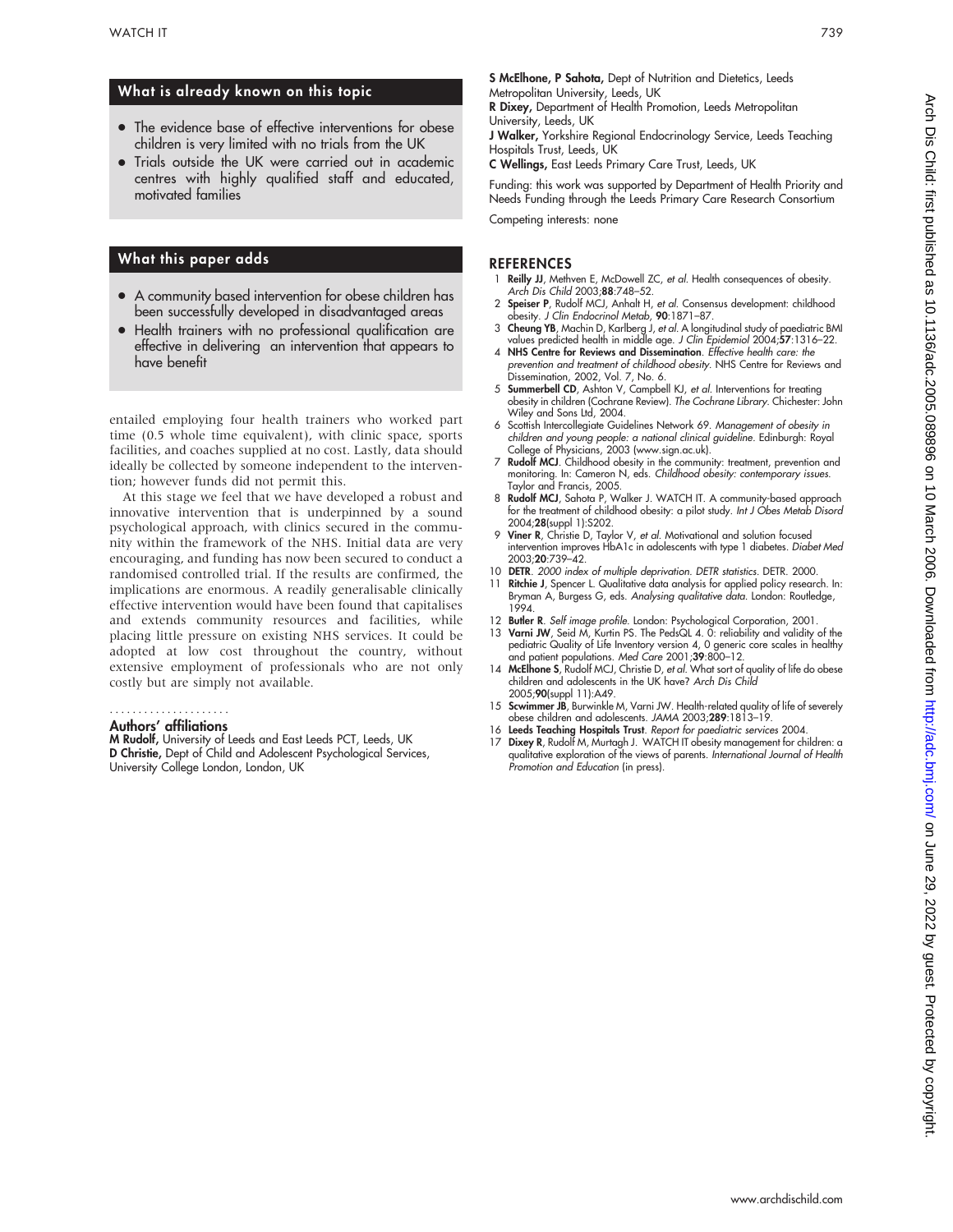## What is already known on this topic

- The evidence base of effective interventions for obese children is very limited with no trials from the UK
- Trials outside the UK were carried out in academic centres with highly qualified staff and educated, motivated families

## What this paper adds

- A community based intervention for obese children has been successfully developed in disadvantaged areas
- Health trainers with no professional qualification are effective in delivering an intervention that appears to have benefit

entailed employing four health trainers who worked part time (0.5 whole time equivalent), with clinic space, sports facilities, and coaches supplied at no cost. Lastly, data should ideally be collected by someone independent to the intervention; however funds did not permit this.

At this stage we feel that we have developed a robust and innovative intervention that is underpinned by a sound psychological approach, with clinics secured in the community within the framework of the NHS. Initial data are very encouraging, and funding has now been secured to conduct a randomised controlled trial. If the results are confirmed, the implications are enormous. A readily generalisable clinically effective intervention would have been found that capitalises and extends community resources and facilities, while placing little pressure on existing NHS services. It could be adopted at low cost throughout the country, without extensive employment of professionals who are not only costly but are simply not available.

### Authors' affiliations

**M Rudolf,** University of Leeds and East Leeds PCT, Leeds, UK
**D Christie,** Dept of Child and Adolescent Psychological Services, University College London, London, UK
**S McElhone, P Sahota,** Dept of Nutrition and Dietetics, Leeds Metropolitan University, Leeds, UK
**R Dixey,** Department of Health Promotion, Leeds Metropolitan University, Leeds, UK
**J Walker,** Yorkshire Regional Endocrinology Service, Leeds Teaching Hospitals Trust, Leeds, UK
**C Wellings,** East Leeds Primary Care Trust, Leeds, UK

Funding: this work was supported by Department of Health Priority and Needs Funding through the Leeds Primary Care Research Consortium

Competing interests: none

## REFERENCES

1. **Reilly JJ**, Methven E, McDowell ZC, *et al*. Health consequences of obesity. *Arch Dis Child* 2003;**88**:748–52.
2. **Speiser P**, Rudolf MCJ, Anhalt H, *et al*. Consensus development: childhood obesity. *J Clin Endocrinol Metab*, **90**:1871–87.
3. **Cheung YB**, Machin D, Karlberg J, *et al*. A longitudinal study of paediatric BMI values predicted health in middle age. *J Clin Epidemiol* 2004;**57**:1316–22.
4. **NHS Centre for Reviews and Dissemination**. *Effective health care: the prevention and treatment of childhood obesity*. NHS Centre for Reviews and Dissemination, 2002, Vol. 7, No. 6.
5. **Summerbell CD**, Ashton V, Campbell KJ, *et al*. Interventions for treating obesity in children (Cochrane Review). *The Cochrane Library*. Chichester: John Wiley and Sons Ltd, 2004.
6. Scottish Intercollegiate Guidelines Network 69. *Management of obesity in children and young people: a national clinical guideline*. Edinburgh: Royal College of Physicians, 2003 (www.sign.ac.uk).
7. **Rudolf MCJ**. Childhood obesity in the community: treatment, prevention and monitoring. In: Cameron N, eds. *Childhood obesity: contemporary issues*. Taylor and Francis, 2005.
8. **Rudolf MCJ**, Sahota P, Walker J. WATCH IT. A community-based approach for the treatment of childhood obesity: a pilot study. *Int J Obes Metab Disord* 2004;**28**(suppl 1):S202.
9. **Viner R**, Christie D, Taylor V, *et al*. Motivational and solution focused intervention improves HbA1c in adolescents with type 1 diabetes. *Diabet Med* 2003;**20**:739–42.
10. **DETR**. *2000 index of multiple deprivation. DETR statistics*. DETR. 2000.
11. **Ritchie J**, Spencer L. Qualitative data analysis for applied policy research. In: Bryman A, Burgess G, eds. *Analysing qualitative data*. London: Routledge, 1994.
12. **Butler R**. *Self image profile*. London: Psychological Corporation, 2001.
13. **Varni JW**, Seid M, Kurtin PS. The PedsQL 4. 0: reliability and validity of the pediatric Quality of Life Inventory version 4, 0 generic core scales in healthy and patient populations. *Med Care* 2001;**39**:800–12.
14. **McElhone S**, Rudolf MCJ, Christie D, *et al*. What sort of quality of life do obese children and adolescents in the UK have? *Arch Dis Child* 2005;**90**(suppl 11):A49.
15. **Scwimmer JB**, Burwinkle M, Varni JW. Health-related quality of life of severely obese children and adolescents. *JAMA* 2003;**289**:1813–19.
16. **Leeds Teaching Hospitals Trust**. *Report for paediatric services* 2004.
17. **Dixey R**, Rudolf M, Murtagh J. WATCH IT obesity management for children: a qualitative exploration of the views of parents. *International Journal of Health Promotion and Education* (in press).